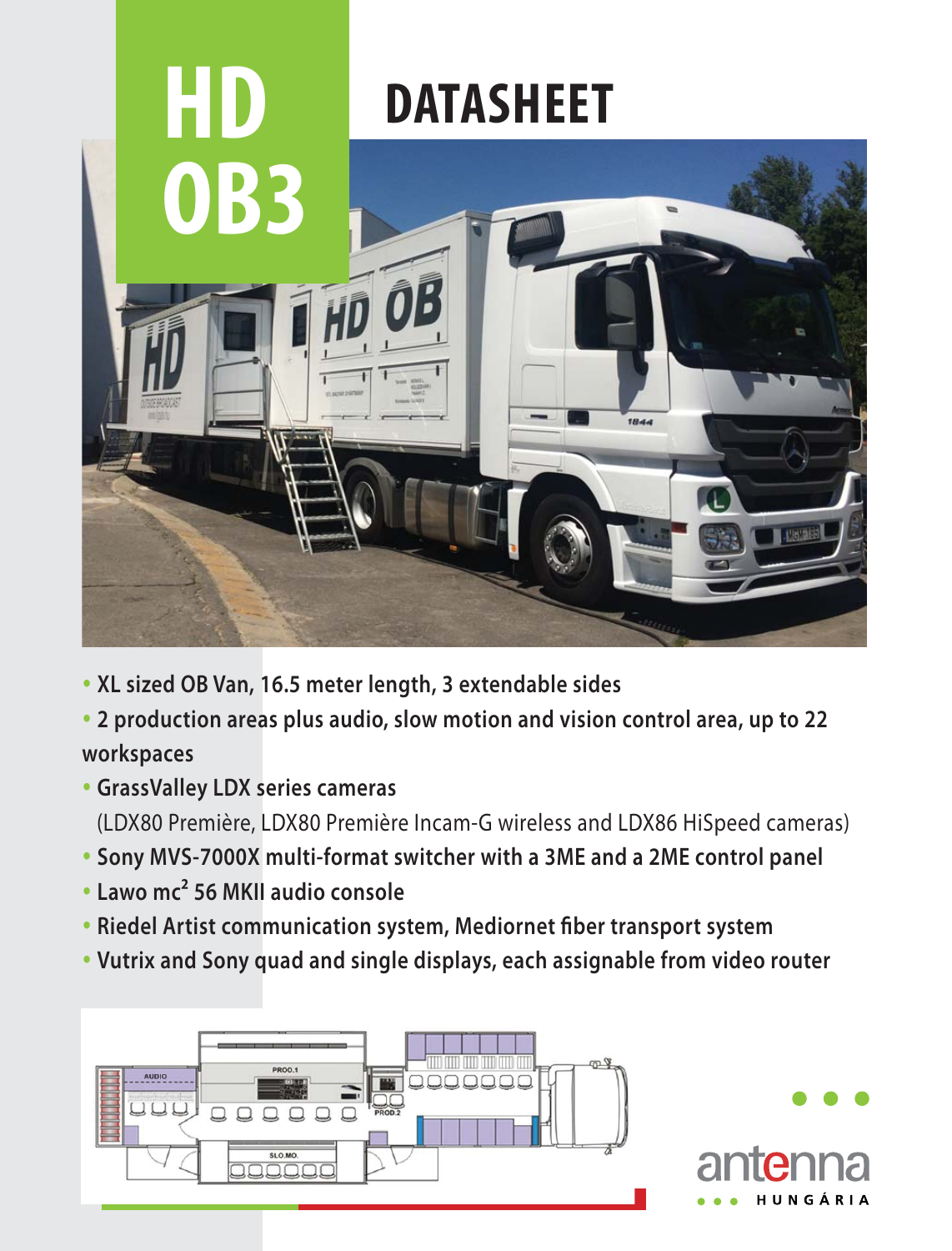# HD OB3

# DATASHEET

- **XL sized OB Van, 16.5 meter length, 3 extendable sides**
- **2 production areas plus audio, slow motion and vision control area, up to 22 workspaces**
- **GrassValley LDX series cameras**
  (LDX80 Première, LDX80 Première Incam-G wireless and LDX86 HiSpeed cameras)
- **Sony MVS-7000X multi-format switcher with a 3ME and a 2ME control panel**
- **Lawo mc² 56 MKII audio console**
- **Riedel Artist communication system, Mediornet fiber transport system**
- **Vutrix and Sony quad and single displays, each assignable from video router**

AUDIO PROD.1 PROD.2 SLO.MO.

antenna HUNGÁRIA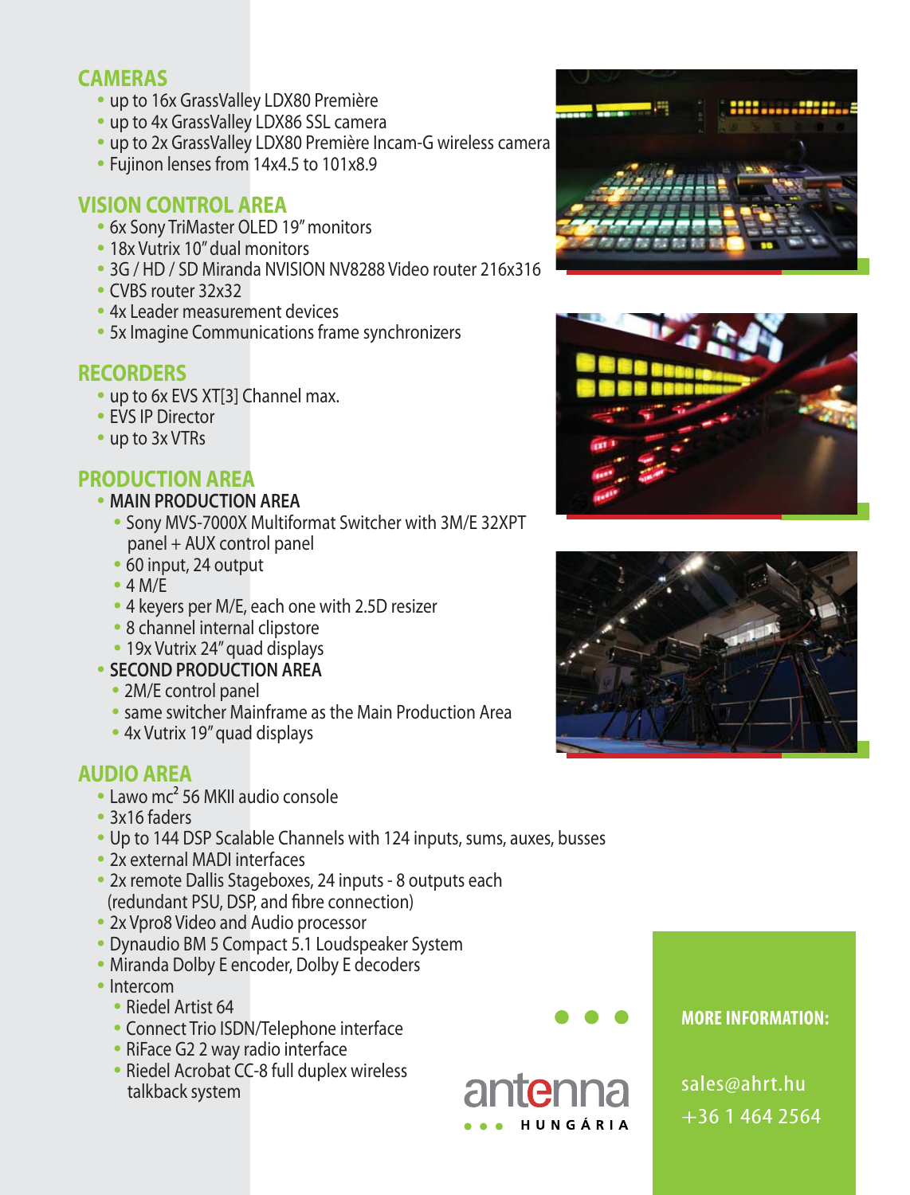## CAMERAS

- up to 16x GrassValley LDX80 Première
- up to 4x GrassValley LDX86 SSL camera
- up to 2x GrassValley LDX80 Première Incam-G wireless camera
- Fujinon lenses from 14x4.5 to 101x8.9

## VISION CONTROL AREA

- 6x Sony TriMaster OLED 19" monitors
- 18x Vutrix 10" dual monitors
- 3G / HD / SD Miranda NVISION NV8288 Video router 216x316
- CVBS router 32x32
- 4x Leader measurement devices
- 5x Imagine Communications frame synchronizers

## RECORDERS

- up to 6x EVS XT[3] Channel max.
- EVS IP Director
- up to 3x VTRs

## PRODUCTION AREA

- **MAIN PRODUCTION AREA**
  - Sony MVS-7000X Multiformat Switcher with 3M/E 32XPT panel + AUX control panel
  - 60 input, 24 output
  - 4 M/E
  - 4 keyers per M/E, each one with 2.5D resizer
  - 8 channel internal clipstore
  - 19x Vutrix 24" quad displays
- **SECOND PRODUCTION AREA**
  - 2M/E control panel
  - same switcher Mainframe as the Main Production Area
  - 4x Vutrix 19" quad displays

## AUDIO AREA

- Lawo mc$^2$ 56 MKII audio console
- 3x16 faders
- Up to 144 DSP Scalable Channels with 124 inputs, sums, auxes, busses
- 2x external MADI interfaces
- 2x remote Dallis Stageboxes, 24 inputs - 8 outputs each (redundant PSU, DSP, and fibre connection)
- 2x Vpro8 Video and Audio processor
- Dynaudio BM 5 Compact 5.1 Loudspeaker System
- Miranda Dolby E encoder, Dolby E decoders
- Intercom
  - Riedel Artist 64
  - Connect Trio ISDN/Telephone interface
  - RiFace G2 2 way radio interface
  - Riedel Acrobat CC-8 full duplex wireless talkback system

antenna HUNGÁRIA

**MORE INFORMATION:**

sales@ahrt.hu

+36 1 464 2564